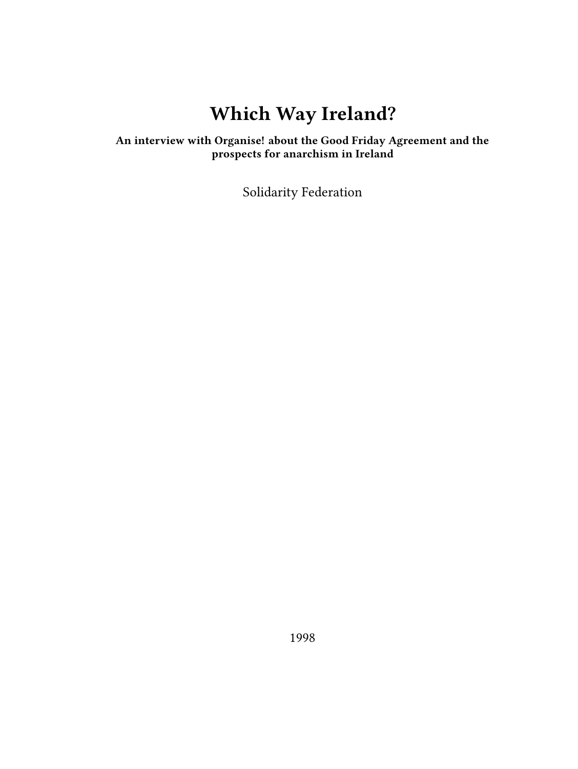# Which Way Ireland?

**An interview with Organise! about the Good Friday Agreement and the prospects for anarchism in Ireland**

Solidarity Federation

1998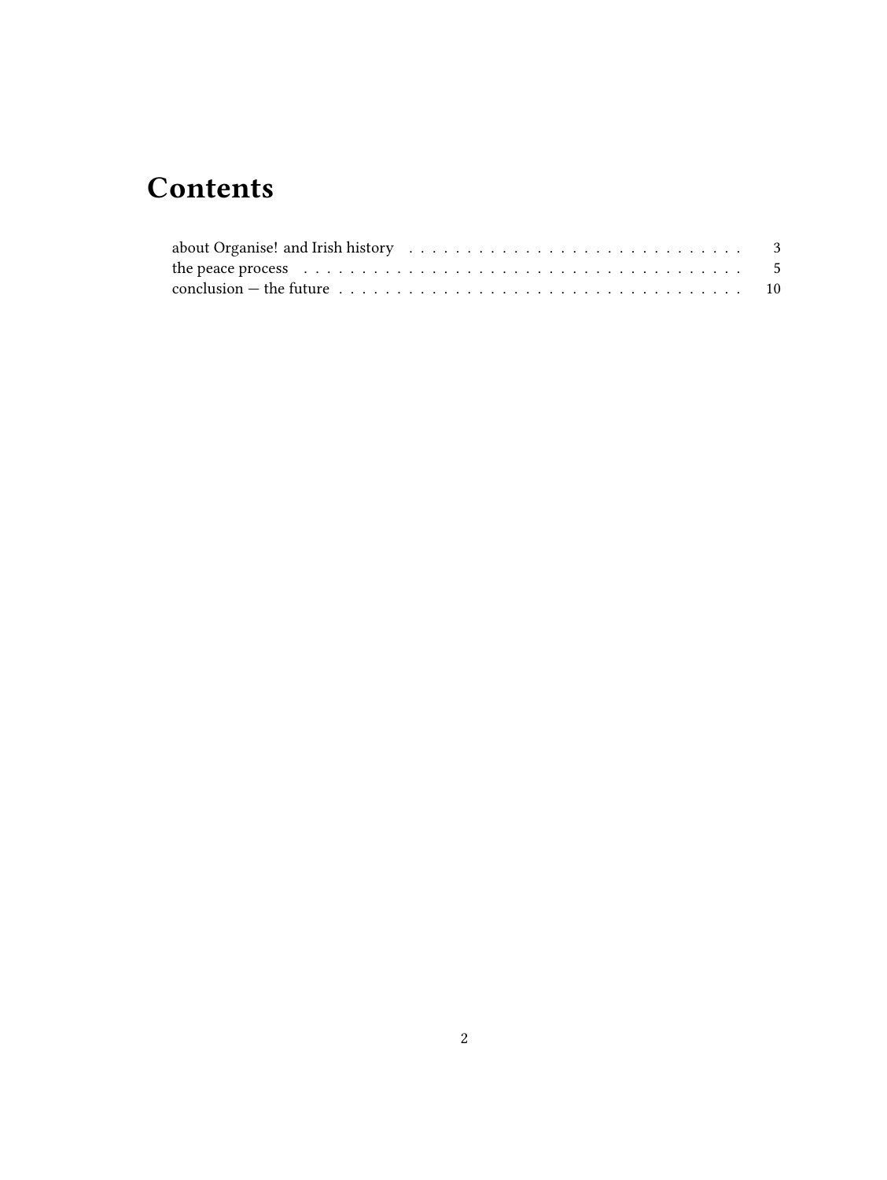# Contents

about Organise! and Irish history . . . . . . . . . . . . . . . . . . . . . . . . . . . . . 3
the peace process . . . . . . . . . . . . . . . . . . . . . . . . . . . . . . . . . . . . . . . 5
conclusion — the future . . . . . . . . . . . . . . . . . . . . . . . . . . . . . . . . . . . 10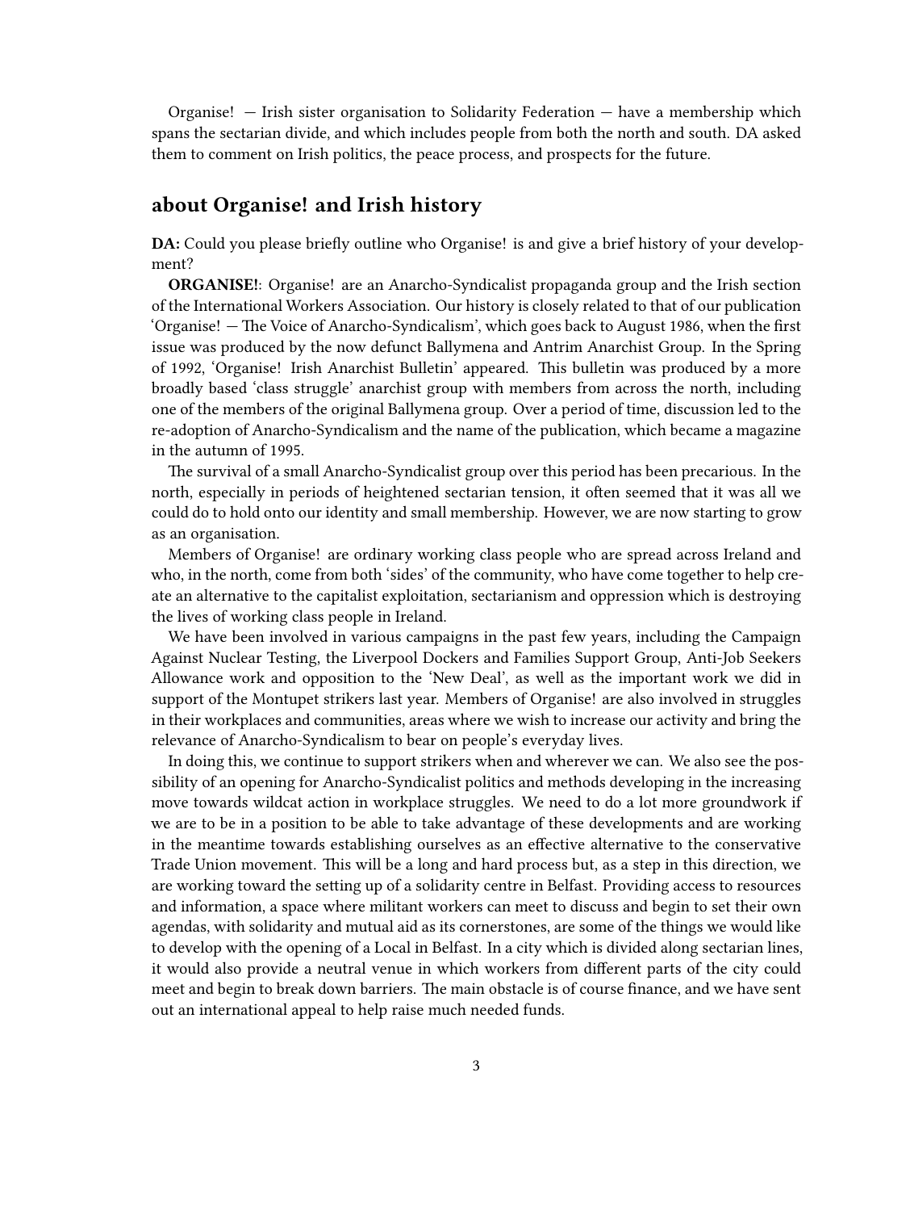Organise! — Irish sister organisation to Solidarity Federation — have a membership which spans the sectarian divide, and which includes people from both the north and south. DA asked them to comment on Irish politics, the peace process, and prospects for the future.

## about Organise! and Irish history

**DA:** Could you please briefly outline who Organise! is and give a brief history of your development?

**ORGANISE!**: Organise! are an Anarcho-Syndicalist propaganda group and the Irish section of the International Workers Association. Our history is closely related to that of our publication 'Organise! — The Voice of Anarcho-Syndicalism', which goes back to August 1986, when the first issue was produced by the now defunct Ballymena and Antrim Anarchist Group. In the Spring of 1992, 'Organise! Irish Anarchist Bulletin' appeared. This bulletin was produced by a more broadly based 'class struggle' anarchist group with members from across the north, including one of the members of the original Ballymena group. Over a period of time, discussion led to the re-adoption of Anarcho-Syndicalism and the name of the publication, which became a magazine in the autumn of 1995.

The survival of a small Anarcho-Syndicalist group over this period has been precarious. In the north, especially in periods of heightened sectarian tension, it often seemed that it was all we could do to hold onto our identity and small membership. However, we are now starting to grow as an organisation.

Members of Organise! are ordinary working class people who are spread across Ireland and who, in the north, come from both 'sides' of the community, who have come together to help create an alternative to the capitalist exploitation, sectarianism and oppression which is destroying the lives of working class people in Ireland.

We have been involved in various campaigns in the past few years, including the Campaign Against Nuclear Testing, the Liverpool Dockers and Families Support Group, Anti-Job Seekers Allowance work and opposition to the 'New Deal', as well as the important work we did in support of the Montupet strikers last year. Members of Organise! are also involved in struggles in their workplaces and communities, areas where we wish to increase our activity and bring the relevance of Anarcho-Syndicalism to bear on people's everyday lives.

In doing this, we continue to support strikers when and wherever we can. We also see the possibility of an opening for Anarcho-Syndicalist politics and methods developing in the increasing move towards wildcat action in workplace struggles. We need to do a lot more groundwork if we are to be in a position to be able to take advantage of these developments and are working in the meantime towards establishing ourselves as an effective alternative to the conservative Trade Union movement. This will be a long and hard process but, as a step in this direction, we are working toward the setting up of a solidarity centre in Belfast. Providing access to resources and information, a space where militant workers can meet to discuss and begin to set their own agendas, with solidarity and mutual aid as its cornerstones, are some of the things we would like to develop with the opening of a Local in Belfast. In a city which is divided along sectarian lines, it would also provide a neutral venue in which workers from different parts of the city could meet and begin to break down barriers. The main obstacle is of course finance, and we have sent out an international appeal to help raise much needed funds.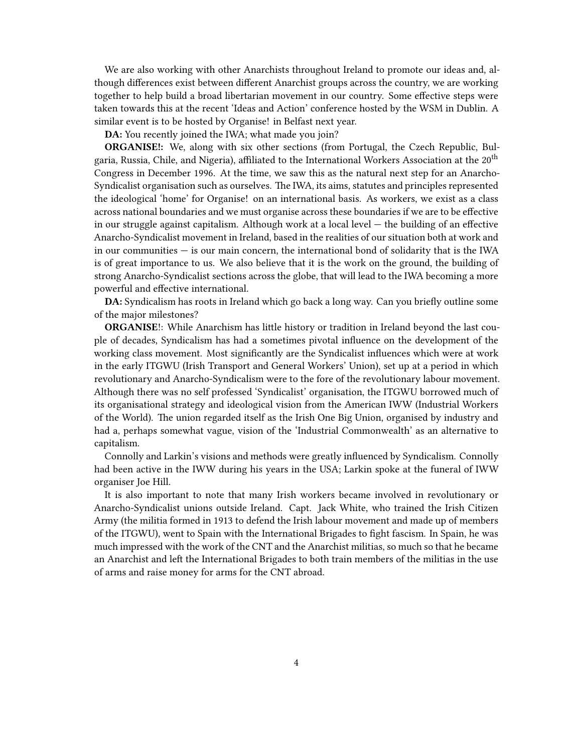We are also working with other Anarchists throughout Ireland to promote our ideas and, although differences exist between different Anarchist groups across the country, we are working together to help build a broad libertarian movement in our country. Some effective steps were taken towards this at the recent 'Ideas and Action' conference hosted by the WSM in Dublin. A similar event is to be hosted by Organise! in Belfast next year.

**DA:** You recently joined the IWA; what made you join?

**ORGANISE!:** We, along with six other sections (from Portugal, the Czech Republic, Bulgaria, Russia, Chile, and Nigeria), affiliated to the International Workers Association at the 20th Congress in December 1996. At the time, we saw this as the natural next step for an Anarcho-Syndicalist organisation such as ourselves. The IWA, its aims, statutes and principles represented the ideological 'home' for Organise! on an international basis. As workers, we exist as a class across national boundaries and we must organise across these boundaries if we are to be effective in our struggle against capitalism. Although work at a local level — the building of an effective Anarcho-Syndicalist movement in Ireland, based in the realities of our situation both at work and in our communities — is our main concern, the international bond of solidarity that is the IWA is of great importance to us. We also believe that it is the work on the ground, the building of strong Anarcho-Syndicalist sections across the globe, that will lead to the IWA becoming a more powerful and effective international.

**DA:** Syndicalism has roots in Ireland which go back a long way. Can you briefly outline some of the major milestones?

**ORGANISE!**: While Anarchism has little history or tradition in Ireland beyond the last couple of decades, Syndicalism has had a sometimes pivotal influence on the development of the working class movement. Most significantly are the Syndicalist influences which were at work in the early ITGWU (Irish Transport and General Workers' Union), set up at a period in which revolutionary and Anarcho-Syndicalism were to the fore of the revolutionary labour movement. Although there was no self professed 'Syndicalist' organisation, the ITGWU borrowed much of its organisational strategy and ideological vision from the American IWW (Industrial Workers of the World). The union regarded itself as the Irish One Big Union, organised by industry and had a, perhaps somewhat vague, vision of the 'Industrial Commonwealth' as an alternative to capitalism.

Connolly and Larkin's visions and methods were greatly influenced by Syndicalism. Connolly had been active in the IWW during his years in the USA; Larkin spoke at the funeral of IWW organiser Joe Hill.

It is also important to note that many Irish workers became involved in revolutionary or Anarcho-Syndicalist unions outside Ireland. Capt. Jack White, who trained the Irish Citizen Army (the militia formed in 1913 to defend the Irish labour movement and made up of members of the ITGWU), went to Spain with the International Brigades to fight fascism. In Spain, he was much impressed with the work of the CNT and the Anarchist militias, so much so that he became an Anarchist and left the International Brigades to both train members of the militias in the use of arms and raise money for arms for the CNT abroad.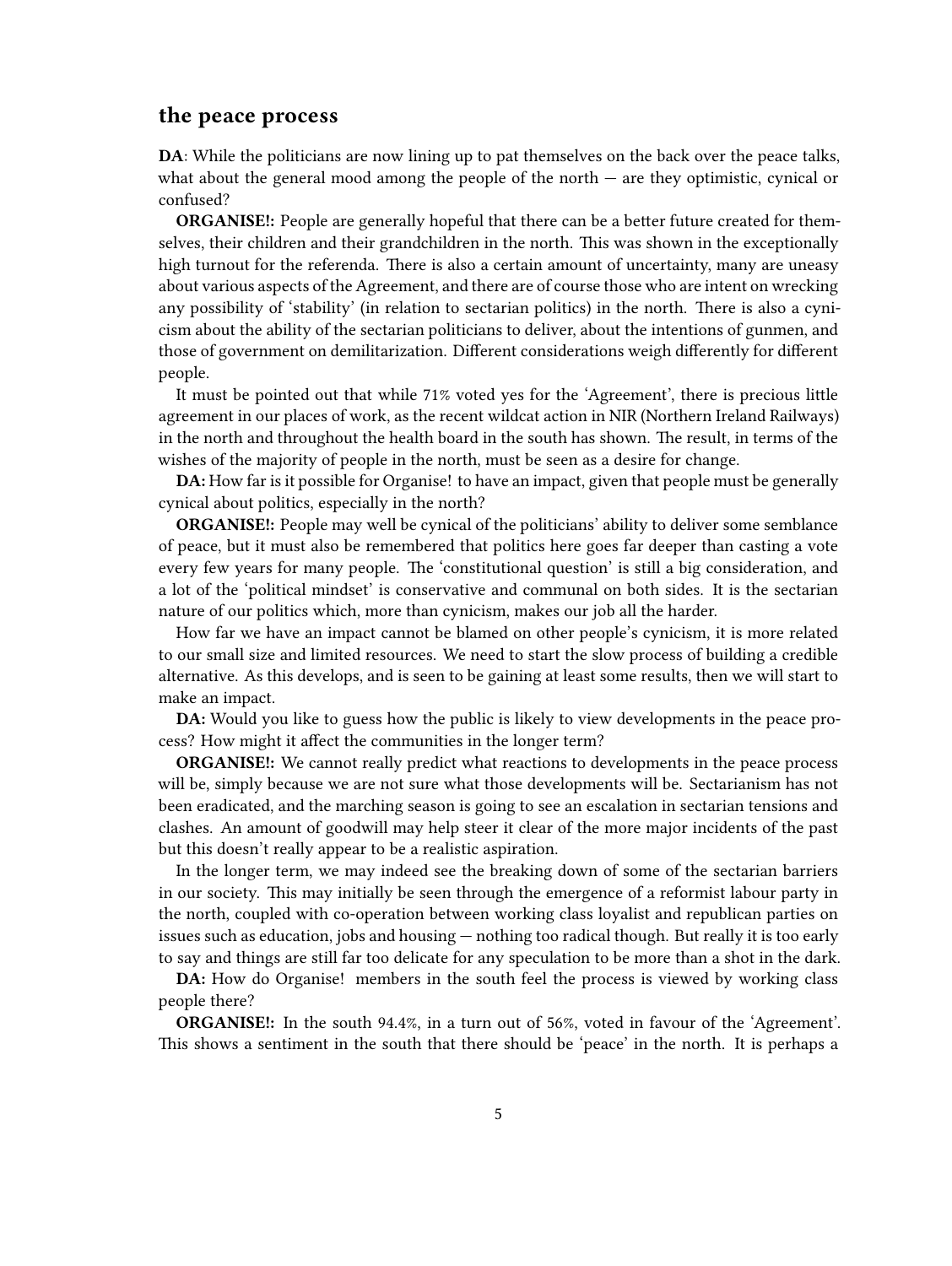## the peace process

**DA**: While the politicians are now lining up to pat themselves on the back over the peace talks, what about the general mood among the people of the north — are they optimistic, cynical or confused?

**ORGANISE!:** People are generally hopeful that there can be a better future created for themselves, their children and their grandchildren in the north. This was shown in the exceptionally high turnout for the referenda. There is also a certain amount of uncertainty, many are uneasy about various aspects of the Agreement, and there are of course those who are intent on wrecking any possibility of 'stability' (in relation to sectarian politics) in the north. There is also a cynicism about the ability of the sectarian politicians to deliver, about the intentions of gunmen, and those of government on demilitarization. Different considerations weigh differently for different people.

It must be pointed out that while 71% voted yes for the 'Agreement', there is precious little agreement in our places of work, as the recent wildcat action in NIR (Northern Ireland Railways) in the north and throughout the health board in the south has shown. The result, in terms of the wishes of the majority of people in the north, must be seen as a desire for change.

**DA:** How far is it possible for Organise! to have an impact, given that people must be generally cynical about politics, especially in the north?

**ORGANISE!:** People may well be cynical of the politicians' ability to deliver some semblance of peace, but it must also be remembered that politics here goes far deeper than casting a vote every few years for many people. The 'constitutional question' is still a big consideration, and a lot of the 'political mindset' is conservative and communal on both sides. It is the sectarian nature of our politics which, more than cynicism, makes our job all the harder.

How far we have an impact cannot be blamed on other people's cynicism, it is more related to our small size and limited resources. We need to start the slow process of building a credible alternative. As this develops, and is seen to be gaining at least some results, then we will start to make an impact.

**DA:** Would you like to guess how the public is likely to view developments in the peace process? How might it affect the communities in the longer term?

**ORGANISE!:** We cannot really predict what reactions to developments in the peace process will be, simply because we are not sure what those developments will be. Sectarianism has not been eradicated, and the marching season is going to see an escalation in sectarian tensions and clashes. An amount of goodwill may help steer it clear of the more major incidents of the past but this doesn't really appear to be a realistic aspiration.

In the longer term, we may indeed see the breaking down of some of the sectarian barriers in our society. This may initially be seen through the emergence of a reformist labour party in the north, coupled with co-operation between working class loyalist and republican parties on issues such as education, jobs and housing — nothing too radical though. But really it is too early to say and things are still far too delicate for any speculation to be more than a shot in the dark.

**DA:** How do Organise! members in the south feel the process is viewed by working class people there?

**ORGANISE!:** In the south 94.4%, in a turn out of 56%, voted in favour of the 'Agreement'. This shows a sentiment in the south that there should be 'peace' in the north. It is perhaps a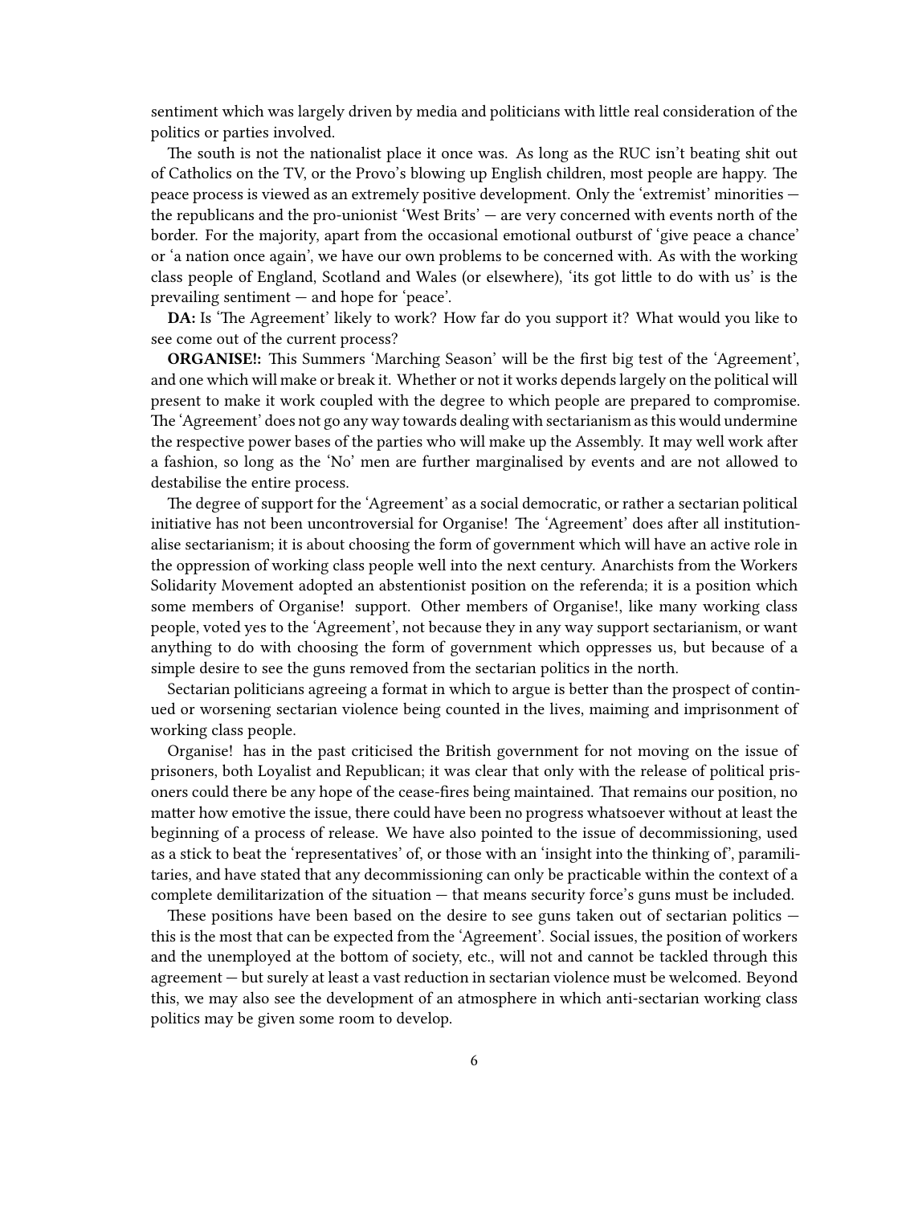sentiment which was largely driven by media and politicians with little real consideration of the politics or parties involved.

The south is not the nationalist place it once was. As long as the RUC isn't beating shit out of Catholics on the TV, or the Provo's blowing up English children, most people are happy. The peace process is viewed as an extremely positive development. Only the 'extremist' minorities — the republicans and the pro-unionist 'West Brits' — are very concerned with events north of the border. For the majority, apart from the occasional emotional outburst of 'give peace a chance' or 'a nation once again', we have our own problems to be concerned with. As with the working class people of England, Scotland and Wales (or elsewhere), 'its got little to do with us' is the prevailing sentiment — and hope for 'peace'.

**DA:** Is 'The Agreement' likely to work? How far do you support it? What would you like to see come out of the current process?

**ORGANISE!:** This Summers 'Marching Season' will be the first big test of the 'Agreement', and one which will make or break it. Whether or not it works depends largely on the political will present to make it work coupled with the degree to which people are prepared to compromise. The 'Agreement' does not go any way towards dealing with sectarianism as this would undermine the respective power bases of the parties who will make up the Assembly. It may well work after a fashion, so long as the 'No' men are further marginalised by events and are not allowed to destabilise the entire process.

The degree of support for the 'Agreement' as a social democratic, or rather a sectarian political initiative has not been uncontroversial for Organise! The 'Agreement' does after all institutionalise sectarianism; it is about choosing the form of government which will have an active role in the oppression of working class people well into the next century. Anarchists from the Workers Solidarity Movement adopted an abstentionist position on the referenda; it is a position which some members of Organise! support. Other members of Organise!, like many working class people, voted yes to the 'Agreement', not because they in any way support sectarianism, or want anything to do with choosing the form of government which oppresses us, but because of a simple desire to see the guns removed from the sectarian politics in the north.

Sectarian politicians agreeing a format in which to argue is better than the prospect of continued or worsening sectarian violence being counted in the lives, maiming and imprisonment of working class people.

Organise! has in the past criticised the British government for not moving on the issue of prisoners, both Loyalist and Republican; it was clear that only with the release of political prisoners could there be any hope of the cease-fires being maintained. That remains our position, no matter how emotive the issue, there could have been no progress whatsoever without at least the beginning of a process of release. We have also pointed to the issue of decommissioning, used as a stick to beat the 'representatives' of, or those with an 'insight into the thinking of', paramilitaries, and have stated that any decommissioning can only be practicable within the context of a complete demilitarization of the situation — that means security force's guns must be included.

These positions have been based on the desire to see guns taken out of sectarian politics — this is the most that can be expected from the 'Agreement'. Social issues, the position of workers and the unemployed at the bottom of society, etc., will not and cannot be tackled through this agreement — but surely at least a vast reduction in sectarian violence must be welcomed. Beyond this, we may also see the development of an atmosphere in which anti-sectarian working class politics may be given some room to develop.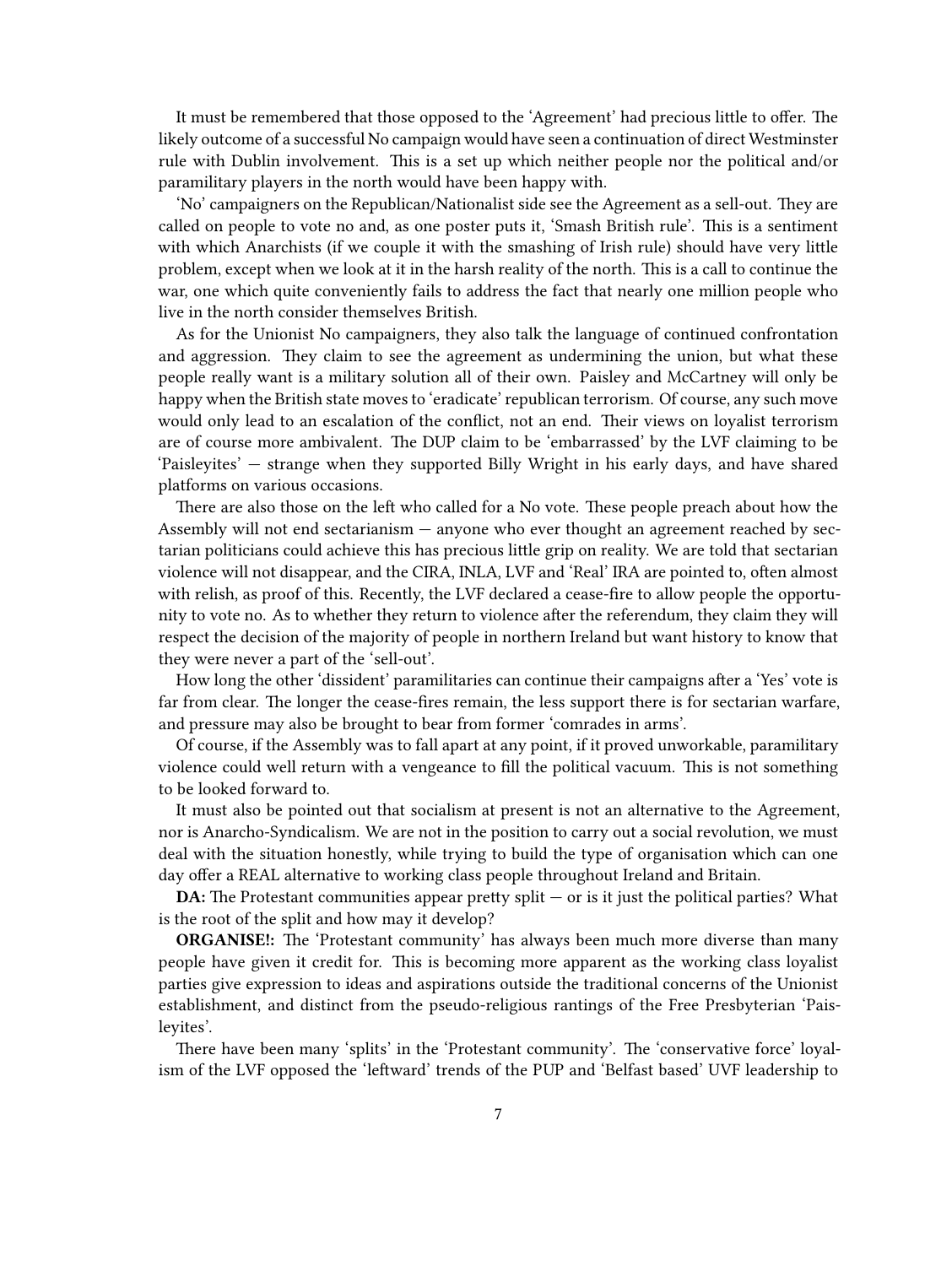It must be remembered that those opposed to the 'Agreement' had precious little to offer. The likely outcome of a successful No campaign would have seen a continuation of direct Westminster rule with Dublin involvement. This is a set up which neither people nor the political and/or paramilitary players in the north would have been happy with.

'No' campaigners on the Republican/Nationalist side see the Agreement as a sell-out. They are called on people to vote no and, as one poster puts it, 'Smash British rule'. This is a sentiment with which Anarchists (if we couple it with the smashing of Irish rule) should have very little problem, except when we look at it in the harsh reality of the north. This is a call to continue the war, one which quite conveniently fails to address the fact that nearly one million people who live in the north consider themselves British.

As for the Unionist No campaigners, they also talk the language of continued confrontation and aggression. They claim to see the agreement as undermining the union, but what these people really want is a military solution all of their own. Paisley and McCartney will only be happy when the British state moves to 'eradicate' republican terrorism. Of course, any such move would only lead to an escalation of the conflict, not an end. Their views on loyalist terrorism are of course more ambivalent. The DUP claim to be 'embarrassed' by the LVF claiming to be 'Paisleyites' — strange when they supported Billy Wright in his early days, and have shared platforms on various occasions.

There are also those on the left who called for a No vote. These people preach about how the Assembly will not end sectarianism — anyone who ever thought an agreement reached by sectarian politicians could achieve this has precious little grip on reality. We are told that sectarian violence will not disappear, and the CIRA, INLA, LVF and 'Real' IRA are pointed to, often almost with relish, as proof of this. Recently, the LVF declared a cease-fire to allow people the opportunity to vote no. As to whether they return to violence after the referendum, they claim they will respect the decision of the majority of people in northern Ireland but want history to know that they were never a part of the 'sell-out'.

How long the other 'dissident' paramilitaries can continue their campaigns after a 'Yes' vote is far from clear. The longer the cease-fires remain, the less support there is for sectarian warfare, and pressure may also be brought to bear from former 'comrades in arms'.

Of course, if the Assembly was to fall apart at any point, if it proved unworkable, paramilitary violence could well return with a vengeance to fill the political vacuum. This is not something to be looked forward to.

It must also be pointed out that socialism at present is not an alternative to the Agreement, nor is Anarcho-Syndicalism. We are not in the position to carry out a social revolution, we must deal with the situation honestly, while trying to build the type of organisation which can one day offer a REAL alternative to working class people throughout Ireland and Britain.

**DA:** The Protestant communities appear pretty split — or is it just the political parties? What is the root of the split and how may it develop?

**ORGANISE!:** The 'Protestant community' has always been much more diverse than many people have given it credit for. This is becoming more apparent as the working class loyalist parties give expression to ideas and aspirations outside the traditional concerns of the Unionist establishment, and distinct from the pseudo-religious rantings of the Free Presbyterian 'Paisleyites'.

There have been many 'splits' in the 'Protestant community'. The 'conservative force' loyalism of the LVF opposed the 'leftward' trends of the PUP and 'Belfast based' UVF leadership to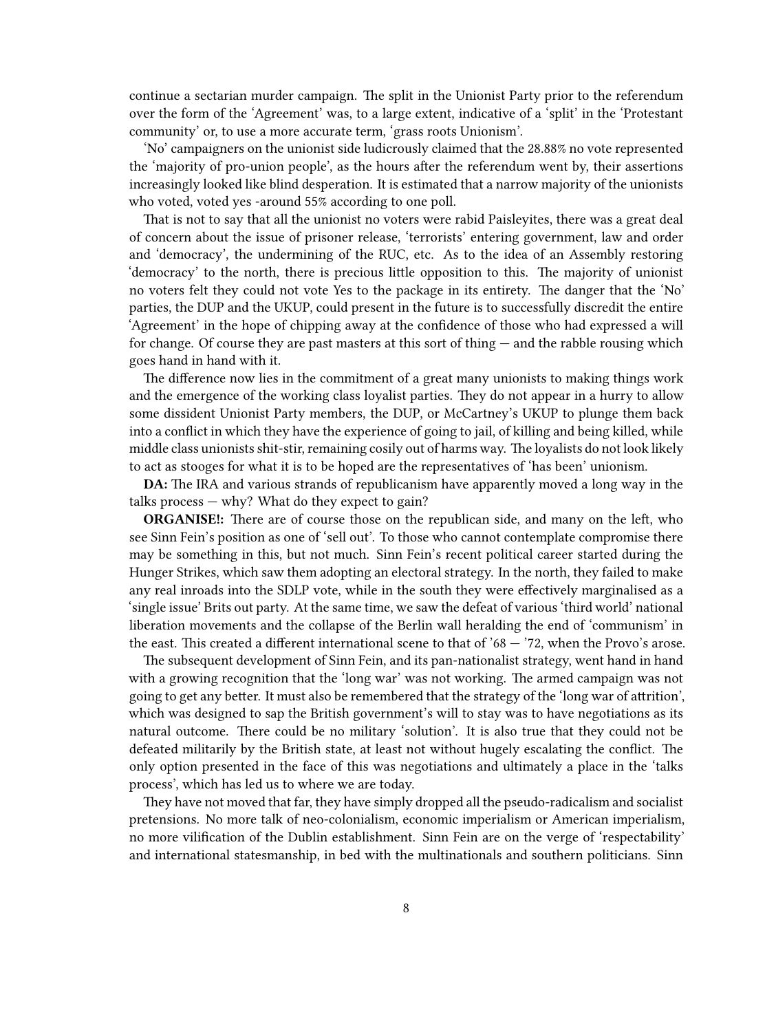continue a sectarian murder campaign. The split in the Unionist Party prior to the referendum over the form of the 'Agreement' was, to a large extent, indicative of a 'split' in the 'Protestant community' or, to use a more accurate term, 'grass roots Unionism'.

'No' campaigners on the unionist side ludicrously claimed that the 28.88% no vote represented the 'majority of pro-union people', as the hours after the referendum went by, their assertions increasingly looked like blind desperation. It is estimated that a narrow majority of the unionists who voted, voted yes -around 55% according to one poll.

That is not to say that all the unionist no voters were rabid Paisleyites, there was a great deal of concern about the issue of prisoner release, 'terrorists' entering government, law and order and 'democracy', the undermining of the RUC, etc. As to the idea of an Assembly restoring 'democracy' to the north, there is precious little opposition to this. The majority of unionist no voters felt they could not vote Yes to the package in its entirety. The danger that the 'No' parties, the DUP and the UKUP, could present in the future is to successfully discredit the entire 'Agreement' in the hope of chipping away at the confidence of those who had expressed a will for change. Of course they are past masters at this sort of thing — and the rabble rousing which goes hand in hand with it.

The difference now lies in the commitment of a great many unionists to making things work and the emergence of the working class loyalist parties. They do not appear in a hurry to allow some dissident Unionist Party members, the DUP, or McCartney's UKUP to plunge them back into a conflict in which they have the experience of going to jail, of killing and being killed, while middle class unionists shit-stir, remaining cosily out of harms way. The loyalists do not look likely to act as stooges for what it is to be hoped are the representatives of 'has been' unionism.

**DA:** The IRA and various strands of republicanism have apparently moved a long way in the talks process — why? What do they expect to gain?

**ORGANISE!:** There are of course those on the republican side, and many on the left, who see Sinn Fein's position as one of 'sell out'. To those who cannot contemplate compromise there may be something in this, but not much. Sinn Fein's recent political career started during the Hunger Strikes, which saw them adopting an electoral strategy. In the north, they failed to make any real inroads into the SDLP vote, while in the south they were effectively marginalised as a 'single issue' Brits out party. At the same time, we saw the defeat of various 'third world' national liberation movements and the collapse of the Berlin wall heralding the end of 'communism' in the east. This created a different international scene to that of '68 — '72, when the Provo's arose.

The subsequent development of Sinn Fein, and its pan-nationalist strategy, went hand in hand with a growing recognition that the 'long war' was not working. The armed campaign was not going to get any better. It must also be remembered that the strategy of the 'long war of attrition', which was designed to sap the British government's will to stay was to have negotiations as its natural outcome. There could be no military 'solution'. It is also true that they could not be defeated militarily by the British state, at least not without hugely escalating the conflict. The only option presented in the face of this was negotiations and ultimately a place in the 'talks process', which has led us to where we are today.

They have not moved that far, they have simply dropped all the pseudo-radicalism and socialist pretensions. No more talk of neo-colonialism, economic imperialism or American imperialism, no more vilification of the Dublin establishment. Sinn Fein are on the verge of 'respectability' and international statesmanship, in bed with the multinationals and southern politicians. Sinn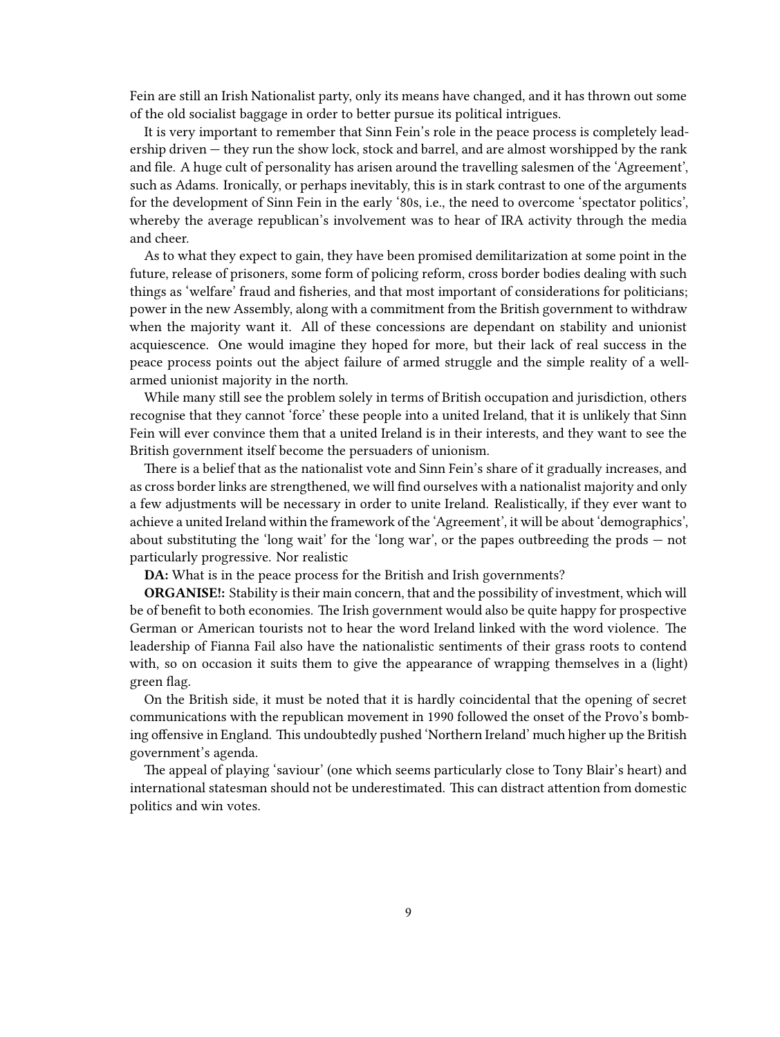Fein are still an Irish Nationalist party, only its means have changed, and it has thrown out some of the old socialist baggage in order to better pursue its political intrigues.

It is very important to remember that Sinn Fein's role in the peace process is completely leadership driven — they run the show lock, stock and barrel, and are almost worshipped by the rank and file. A huge cult of personality has arisen around the travelling salesmen of the 'Agreement', such as Adams. Ironically, or perhaps inevitably, this is in stark contrast to one of the arguments for the development of Sinn Fein in the early '80s, i.e., the need to overcome 'spectator politics', whereby the average republican's involvement was to hear of IRA activity through the media and cheer.

As to what they expect to gain, they have been promised demilitarization at some point in the future, release of prisoners, some form of policing reform, cross border bodies dealing with such things as 'welfare' fraud and fisheries, and that most important of considerations for politicians; power in the new Assembly, along with a commitment from the British government to withdraw when the majority want it. All of these concessions are dependant on stability and unionist acquiescence. One would imagine they hoped for more, but their lack of real success in the peace process points out the abject failure of armed struggle and the simple reality of a well-armed unionist majority in the north.

While many still see the problem solely in terms of British occupation and jurisdiction, others recognise that they cannot 'force' these people into a united Ireland, that it is unlikely that Sinn Fein will ever convince them that a united Ireland is in their interests, and they want to see the British government itself become the persuaders of unionism.

There is a belief that as the nationalist vote and Sinn Fein's share of it gradually increases, and as cross border links are strengthened, we will find ourselves with a nationalist majority and only a few adjustments will be necessary in order to unite Ireland. Realistically, if they ever want to achieve a united Ireland within the framework of the 'Agreement', it will be about 'demographics', about substituting the 'long wait' for the 'long war', or the papes outbreeding the prods — not particularly progressive. Nor realistic

**DA:** What is in the peace process for the British and Irish governments?

**ORGANISE!:** Stability is their main concern, that and the possibility of investment, which will be of benefit to both economies. The Irish government would also be quite happy for prospective German or American tourists not to hear the word Ireland linked with the word violence. The leadership of Fianna Fail also have the nationalistic sentiments of their grass roots to contend with, so on occasion it suits them to give the appearance of wrapping themselves in a (light) green flag.

On the British side, it must be noted that it is hardly coincidental that the opening of secret communications with the republican movement in 1990 followed the onset of the Provo's bombing offensive in England. This undoubtedly pushed 'Northern Ireland' much higher up the British government's agenda.

The appeal of playing 'saviour' (one which seems particularly close to Tony Blair's heart) and international statesman should not be underestimated. This can distract attention from domestic politics and win votes.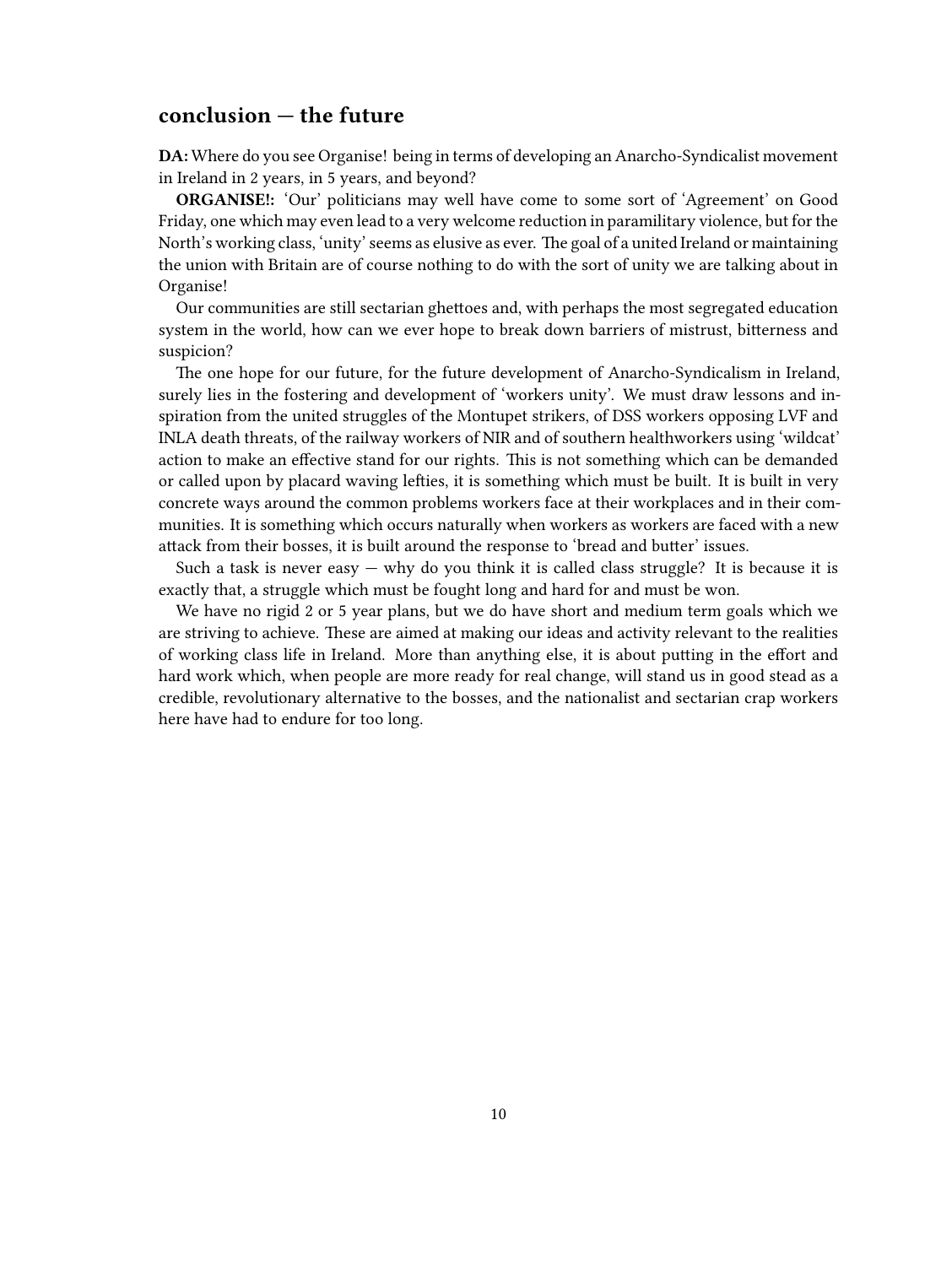## conclusion — the future

**DA:** Where do you see Organise! being in terms of developing an Anarcho-Syndicalist movement in Ireland in 2 years, in 5 years, and beyond?

**ORGANISE!:** 'Our' politicians may well have come to some sort of 'Agreement' on Good Friday, one which may even lead to a very welcome reduction in paramilitary violence, but for the North's working class, 'unity' seems as elusive as ever. The goal of a united Ireland or maintaining the union with Britain are of course nothing to do with the sort of unity we are talking about in Organise!

Our communities are still sectarian ghettoes and, with perhaps the most segregated education system in the world, how can we ever hope to break down barriers of mistrust, bitterness and suspicion?

The one hope for our future, for the future development of Anarcho-Syndicalism in Ireland, surely lies in the fostering and development of 'workers unity'. We must draw lessons and inspiration from the united struggles of the Montupet strikers, of DSS workers opposing LVF and INLA death threats, of the railway workers of NIR and of southern healthworkers using 'wildcat' action to make an effective stand for our rights. This is not something which can be demanded or called upon by placard waving lefties, it is something which must be built. It is built in very concrete ways around the common problems workers face at their workplaces and in their communities. It is something which occurs naturally when workers as workers are faced with a new attack from their bosses, it is built around the response to 'bread and butter' issues.

Such a task is never easy — why do you think it is called class struggle? It is because it is exactly that, a struggle which must be fought long and hard for and must be won.

We have no rigid 2 or 5 year plans, but we do have short and medium term goals which we are striving to achieve. These are aimed at making our ideas and activity relevant to the realities of working class life in Ireland. More than anything else, it is about putting in the effort and hard work which, when people are more ready for real change, will stand us in good stead as a credible, revolutionary alternative to the bosses, and the nationalist and sectarian crap workers here have had to endure for too long.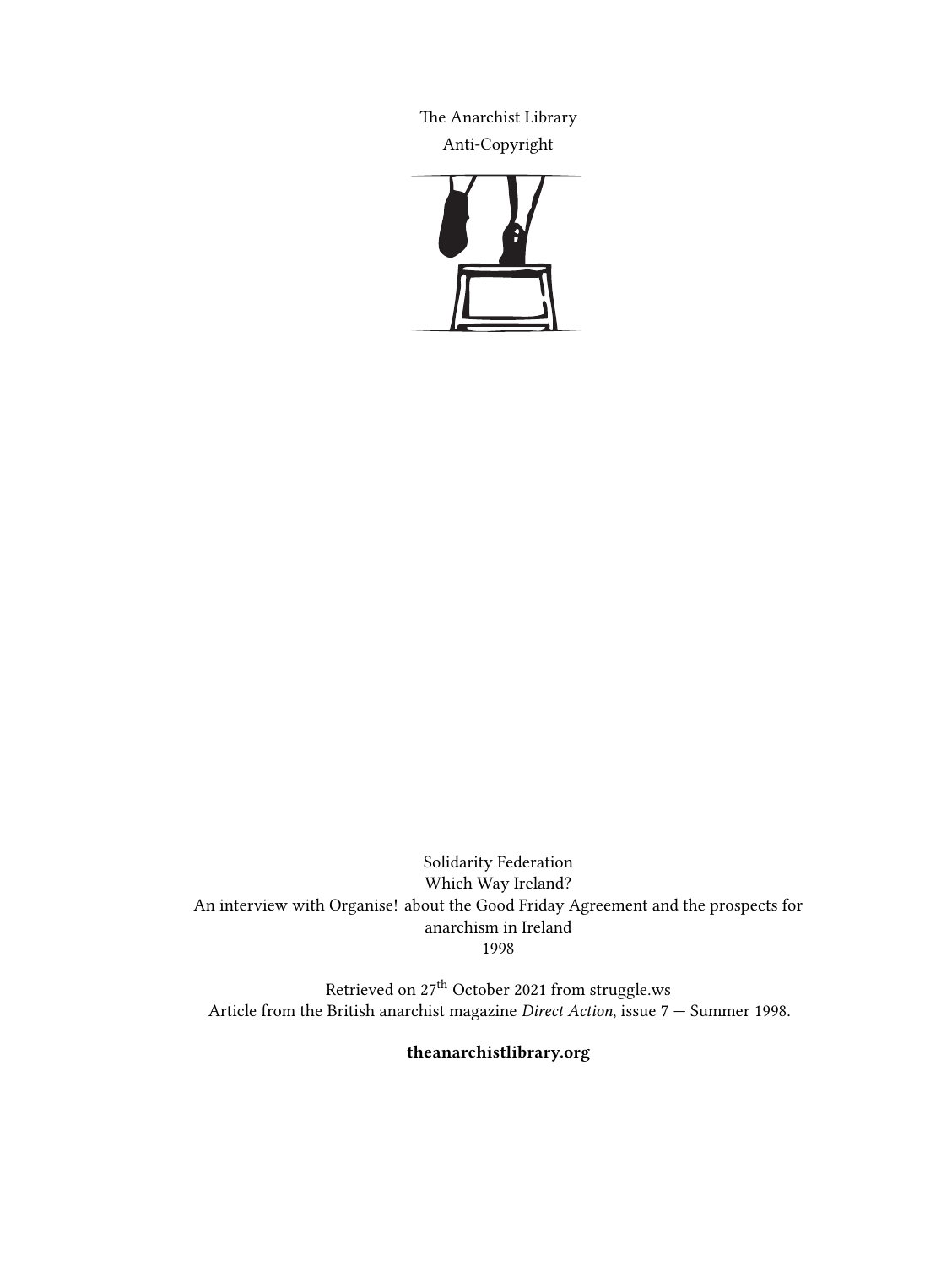The Anarchist Library
Anti-Copyright

Solidarity Federation
Which Way Ireland?
An interview with Organise! about the Good Friday Agreement and the prospects for anarchism in Ireland
1998

Retrieved on 27th October 2021 from struggle.ws
Article from the British anarchist magazine *Direct Action*, issue 7 — Summer 1998.

**theanarchistlibrary.org**